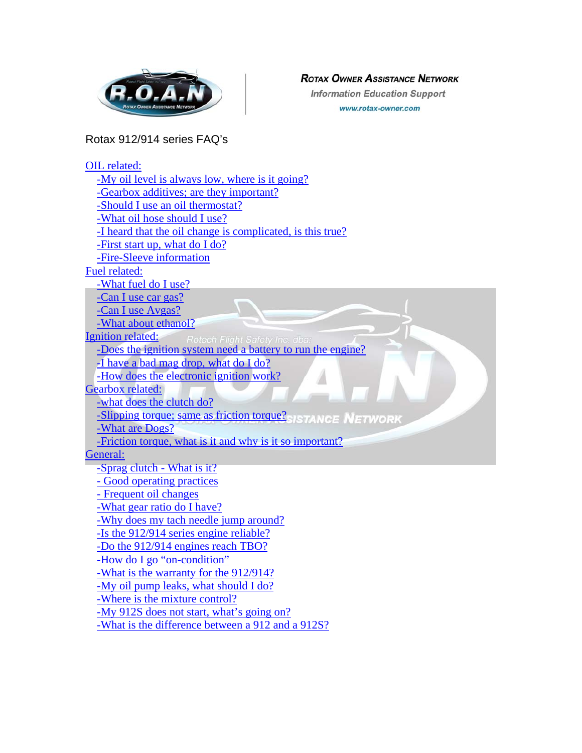**ROTAX OWNER ASSISTANCE NETWORK**

Information Education Support

www.rotax-owner.com

# Rotax 912/914 series FAQ's

OIL related:

- -My oil level is always low, where is it going?
- -Gearbox additives; are they important?
- -Should I use an oil thermostat?
- -What oil hose should I use?
- -I heard that the oil change is complicated, is this true?
- -First start up, what do I do?
- -Fire-Sleeve information

Fuel related:

- -What fuel do I use?
- -Can I use car gas?
- -Can I use Avgas?
- -What about ethanol?

Ignition related:

- -Does the ignition system need a battery to run the engine?
- -I have a bad mag drop, what do I do?
- -How does the electronic ignition work?

Gearbox related:

- -what does the clutch do?
- -Slipping torque; same as friction torque?
- -What are Dogs?
- -Friction torque, what is it and why is it so important?

General:

- -Sprag clutch - What is it?
- - Good operating practices
- - Frequent oil changes
- -What gear ratio do I have?
- -Why does my tach needle jump around?
- -Is the 912/914 series engine reliable?
- -Do the 912/914 engines reach TBO?
- -How do I go "on-condition"
- -What is the warranty for the 912/914?
- -My oil pump leaks, what should I do?
- -Where is the mixture control?
- -My 912S does not start, what's going on?
- -What is the difference between a 912 and a 912S?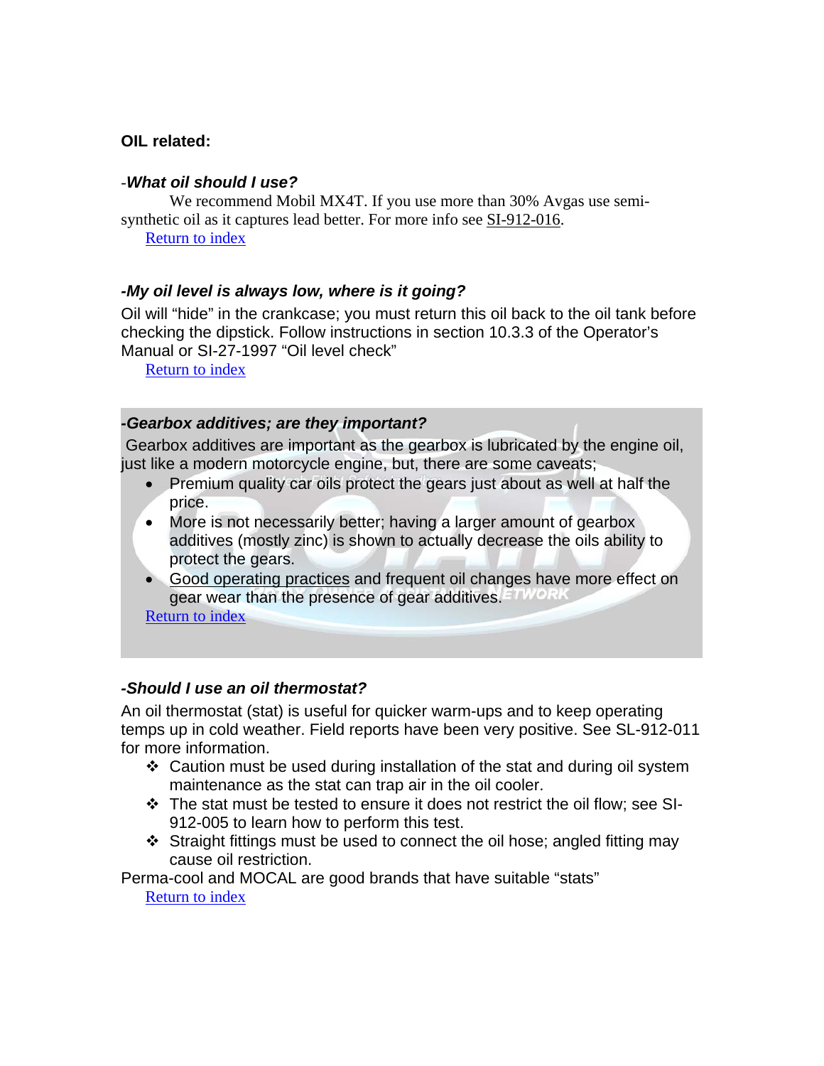**OIL related:**

-***What oil should I use?***

We recommend Mobil MX4T. If you use more than 30% Avgas use semi-synthetic oil as it captures lead better. For more info see SI-912-016.

Return to index

***-My oil level is always low, where is it going?***

Oil will "hide" in the crankcase; you must return this oil back to the oil tank before checking the dipstick. Follow instructions in section 10.3.3 of the Operator's Manual or SI-27-1997 "Oil level check"

Return to index

***-Gearbox additives; are they important?***

Gearbox additives are important as the gearbox is lubricated by the engine oil, just like a modern motorcycle engine, but, there are some caveats;

- Premium quality car oils protect the gears just about as well at half the price.
- More is not necessarily better; having a larger amount of gearbox additives (mostly zinc) is shown to actually decrease the oils ability to protect the gears.
- Good operating practices and frequent oil changes have more effect on gear wear than the presence of gear additives.

Return to index

***-Should I use an oil thermostat?***

An oil thermostat (stat) is useful for quicker warm-ups and to keep operating temps up in cold weather. Field reports have been very positive. See SL-912-011 for more information.

- Caution must be used during installation of the stat and during oil system maintenance as the stat can trap air in the oil cooler.
- The stat must be tested to ensure it does not restrict the oil flow; see SI-912-005 to learn how to perform this test.
- Straight fittings must be used to connect the oil hose; angled fitting may cause oil restriction.

Perma-cool and MOCAL are good brands that have suitable "stats"

Return to index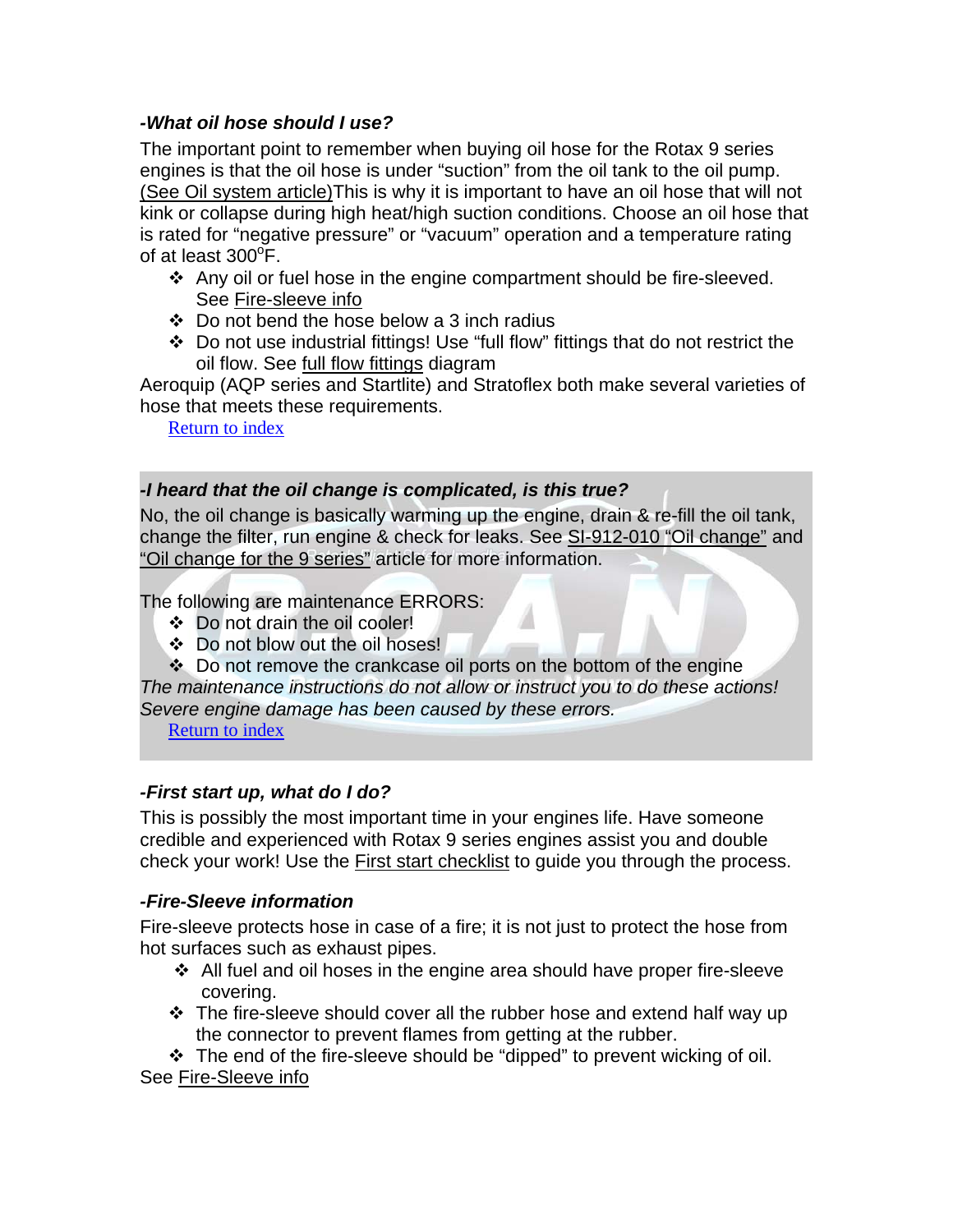***-What oil hose should I use?***

The important point to remember when buying oil hose for the Rotax 9 series engines is that the oil hose is under "suction" from the oil tank to the oil pump. (See Oil system article)This is why it is important to have an oil hose that will not kink or collapse during high heat/high suction conditions. Choose an oil hose that is rated for "negative pressure" or "vacuum" operation and a temperature rating of at least 300°F.

- Any oil or fuel hose in the engine compartment should be fire-sleeved. See Fire-sleeve info
- Do not bend the hose below a 3 inch radius
- Do not use industrial fittings! Use "full flow" fittings that do not restrict the oil flow. See full flow fittings diagram

Aeroquip (AQP series and Startlite) and Stratoflex both make several varieties of hose that meets these requirements.

Return to index

***-I heard that the oil change is complicated, is this true?***

No, the oil change is basically warming up the engine, drain & re-fill the oil tank, change the filter, run engine & check for leaks. See SI-912-010 "Oil change" and "Oil change for the 9 series" article for more information.

The following are maintenance ERRORS:

- Do not drain the oil cooler!
- Do not blow out the oil hoses!
- Do not remove the crankcase oil ports on the bottom of the engine

*The maintenance instructions do not allow or instruct you to do these actions! Severe engine damage has been caused by these errors.*

Return to index

***-First start up, what do I do?***

This is possibly the most important time in your engines life. Have someone credible and experienced with Rotax 9 series engines assist you and double check your work! Use the First start checklist to guide you through the process.

***-Fire-Sleeve information***

Fire-sleeve protects hose in case of a fire; it is not just to protect the hose from hot surfaces such as exhaust pipes.

- All fuel and oil hoses in the engine area should have proper fire-sleeve covering.
- The fire-sleeve should cover all the rubber hose and extend half way up the connector to prevent flames from getting at the rubber.
- The end of the fire-sleeve should be "dipped" to prevent wicking of oil.

See Fire-Sleeve info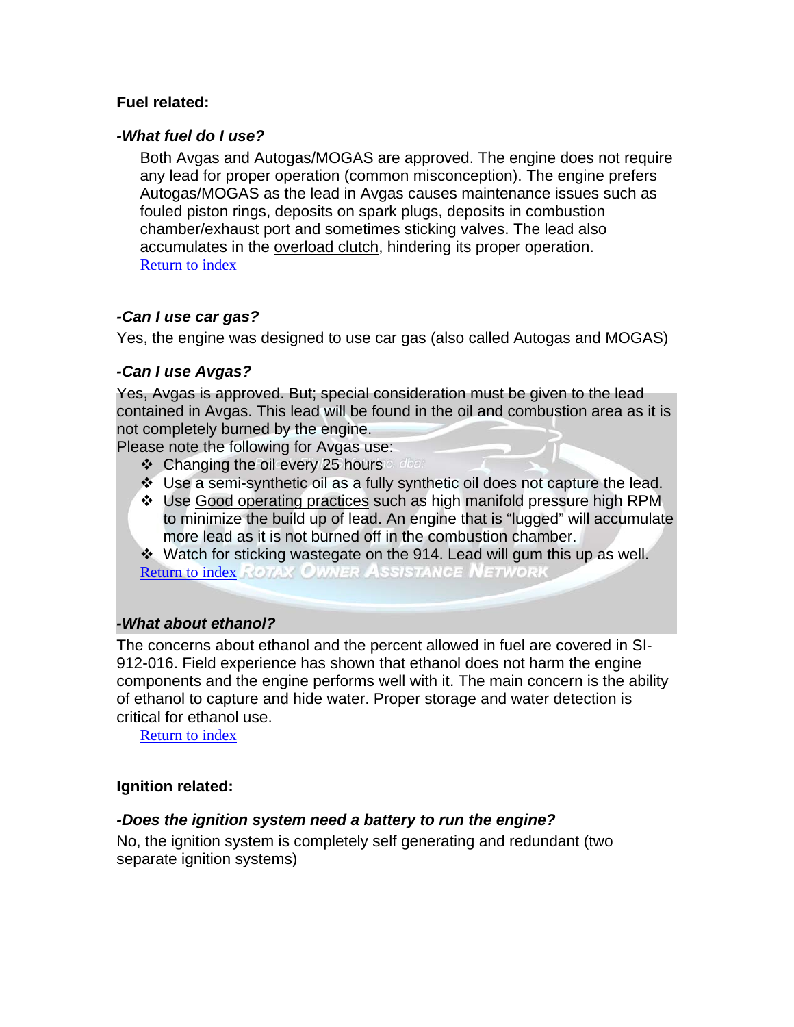**Fuel related:**

***-What fuel do I use?***

Both Avgas and Autogas/MOGAS are approved. The engine does not require any lead for proper operation (common misconception). The engine prefers Autogas/MOGAS as the lead in Avgas causes maintenance issues such as fouled piston rings, deposits on spark plugs, deposits in combustion chamber/exhaust port and sometimes sticking valves. The lead also accumulates in the overload clutch, hindering its proper operation.
Return to index

***-Can I use car gas?***

Yes, the engine was designed to use car gas (also called Autogas and MOGAS)

***-Can I use Avgas?***

Yes, Avgas is approved. But; special consideration must be given to the lead contained in Avgas. This lead will be found in the oil and combustion area as it is not completely burned by the engine.
Please note the following for Avgas use:

- Changing the oil every 25 hours
- Use a semi-synthetic oil as a fully synthetic oil does not capture the lead.
- Use Good operating practices such as high manifold pressure high RPM to minimize the build up of lead. An engine that is "lugged" will accumulate more lead as it is not burned off in the combustion chamber.
- Watch for sticking wastegate on the 914. Lead will gum this up as well.

Return to index

***-What about ethanol?***

The concerns about ethanol and the percent allowed in fuel are covered in SI-912-016. Field experience has shown that ethanol does not harm the engine components and the engine performs well with it. The main concern is the ability of ethanol to capture and hide water. Proper storage and water detection is critical for ethanol use.
Return to index

**Ignition related:**

***-Does the ignition system need a battery to run the engine?***

No, the ignition system is completely self generating and redundant (two separate ignition systems)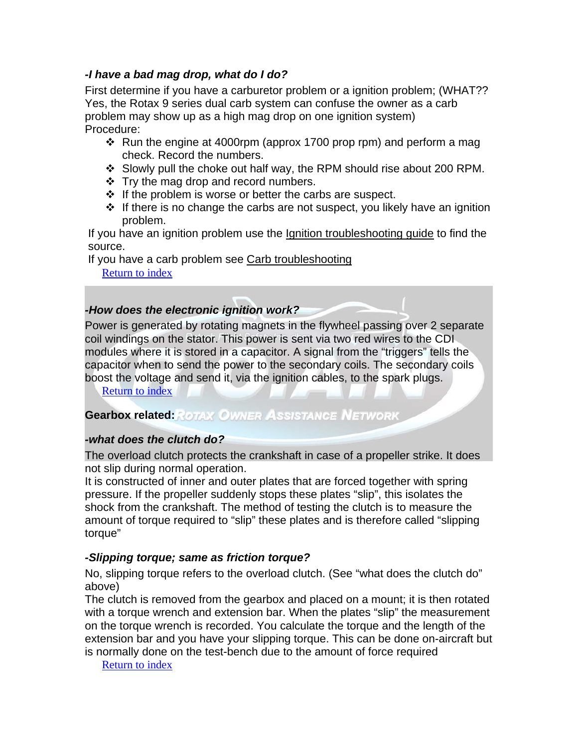### *-I have a bad mag drop, what do I do?*

First determine if you have a carburetor problem or a ignition problem; (WHAT?? Yes, the Rotax 9 series dual carb system can confuse the owner as a carb problem may show up as a high mag drop on one ignition system)
Procedure:

- Run the engine at 4000rpm (approx 1700 prop rpm) and perform a mag check. Record the numbers.
- Slowly pull the choke out half way, the RPM should rise about 200 RPM.
- Try the mag drop and record numbers.
- If the problem is worse or better the carbs are suspect.
- If there is no change the carbs are not suspect, you likely have an ignition problem.

If you have an ignition problem use the Ignition troubleshooting guide to find the source.
If you have a carb problem see Carb troubleshooting

Return to index

### *-How does the electronic ignition work?*

Power is generated by rotating magnets in the flywheel passing over 2 separate coil windings on the stator. This power is sent via two red wires to the CDI modules where it is stored in a capacitor. A signal from the "triggers" tells the capacitor when to send the power to the secondary coils. The secondary coils boost the voltage and send it, via the ignition cables, to the spark plugs.

Return to index

**Gearbox related:**

### *-what does the clutch do?*

The overload clutch protects the crankshaft in case of a propeller strike. It does not slip during normal operation.
It is constructed of inner and outer plates that are forced together with spring pressure. If the propeller suddenly stops these plates "slip", this isolates the shock from the crankshaft. The method of testing the clutch is to measure the amount of torque required to "slip" these plates and is therefore called "slipping torque"

### *-Slipping torque; same as friction torque?*

No, slipping torque refers to the overload clutch. (See "what does the clutch do" above)
The clutch is removed from the gearbox and placed on a mount; it is then rotated with a torque wrench and extension bar. When the plates "slip" the measurement on the torque wrench is recorded. You calculate the torque and the length of the extension bar and you have your slipping torque. This can be done on-aircraft but is normally done on the test-bench due to the amount of force required

Return to index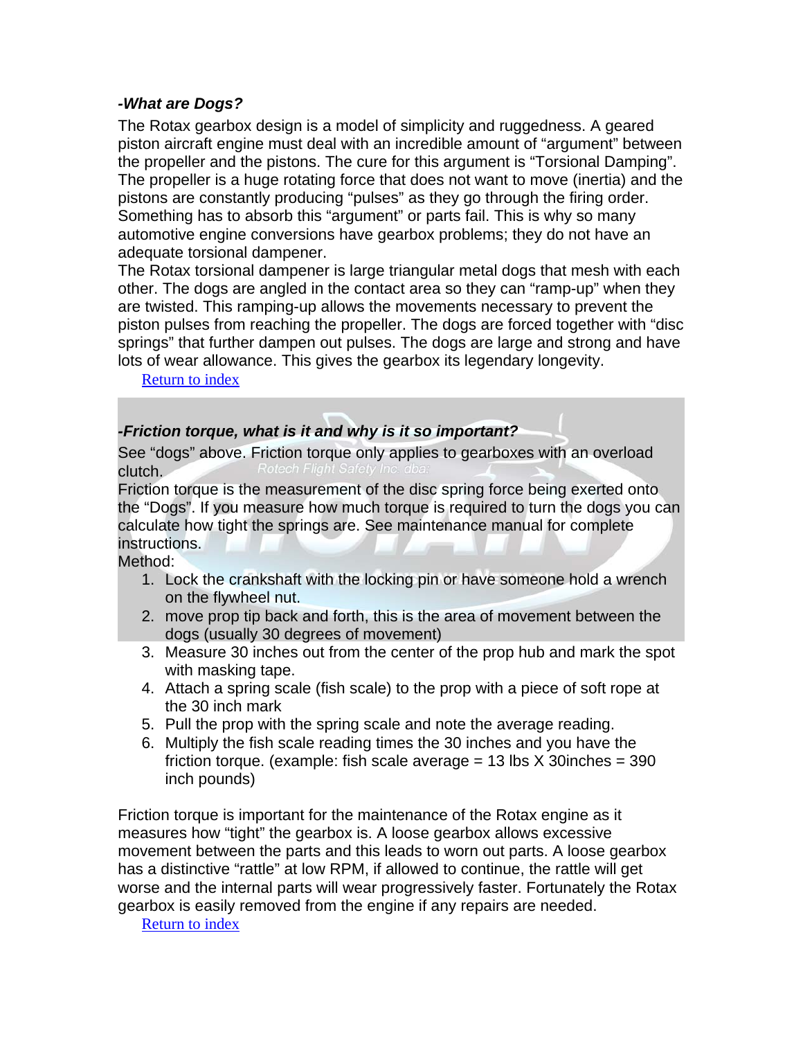***-What are Dogs?***

The Rotax gearbox design is a model of simplicity and ruggedness. A geared piston aircraft engine must deal with an incredible amount of "argument" between the propeller and the pistons. The cure for this argument is "Torsional Damping". The propeller is a huge rotating force that does not want to move (inertia) and the pistons are constantly producing "pulses" as they go through the firing order. Something has to absorb this "argument" or parts fail. This is why so many automotive engine conversions have gearbox problems; they do not have an adequate torsional dampener.

The Rotax torsional dampener is large triangular metal dogs that mesh with each other. The dogs are angled in the contact area so they can "ramp-up" when they are twisted. This ramping-up allows the movements necessary to prevent the piston pulses from reaching the propeller. The dogs are forced together with "disc springs" that further dampen out pulses. The dogs are large and strong and have lots of wear allowance. This gives the gearbox its legendary longevity.

Return to index

***-Friction torque, what is it and why is it so important?***

See "dogs" above. Friction torque only applies to gearboxes with an overload clutch.

Friction torque is the measurement of the disc spring force being exerted onto the "Dogs". If you measure how much torque is required to turn the dogs you can calculate how tight the springs are. See maintenance manual for complete instructions.

Method:

1. Lock the crankshaft with the locking pin or have someone hold a wrench on the flywheel nut.
2. move prop tip back and forth, this is the area of movement between the dogs (usually 30 degrees of movement)
3. Measure 30 inches out from the center of the prop hub and mark the spot with masking tape.
4. Attach a spring scale (fish scale) to the prop with a piece of soft rope at the 30 inch mark
5. Pull the prop with the spring scale and note the average reading.
6. Multiply the fish scale reading times the 30 inches and you have the friction torque. (example: fish scale average = 13 lbs X 30inches = 390 inch pounds)

Friction torque is important for the maintenance of the Rotax engine as it measures how "tight" the gearbox is. A loose gearbox allows excessive movement between the parts and this leads to worn out parts. A loose gearbox has a distinctive "rattle" at low RPM, if allowed to continue, the rattle will get worse and the internal parts will wear progressively faster. Fortunately the Rotax gearbox is easily removed from the engine if any repairs are needed.

Return to index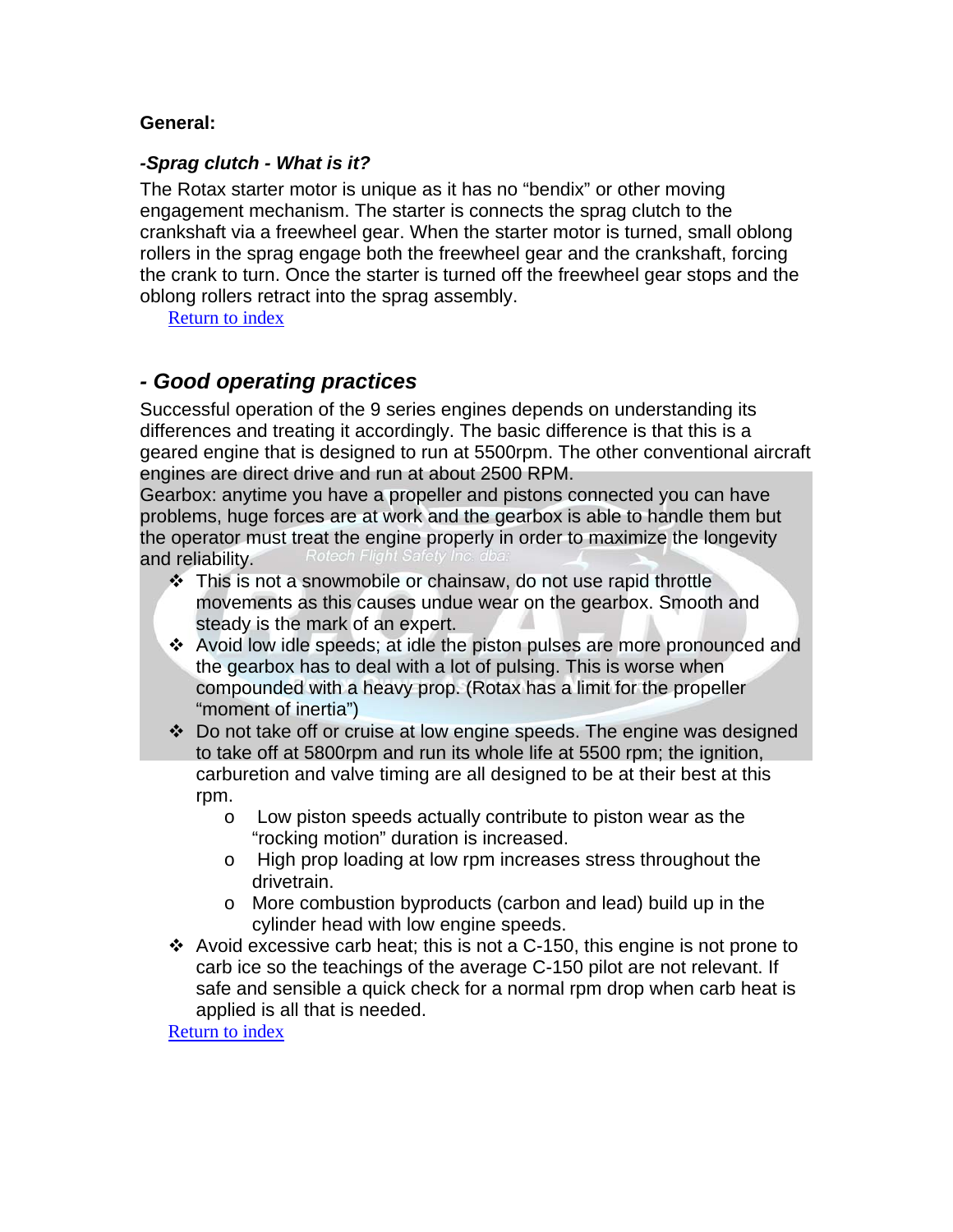**General:**

***-Sprag clutch - What is it?***

The Rotax starter motor is unique as it has no "bendix" or other moving engagement mechanism. The starter is connects the sprag clutch to the crankshaft via a freewheel gear. When the starter motor is turned, small oblong rollers in the sprag engage both the freewheel gear and the crankshaft, forcing the crank to turn. Once the starter is turned off the freewheel gear stops and the oblong rollers retract into the sprag assembly.

Return to index

## *- Good operating practices*

Successful operation of the 9 series engines depends on understanding its differences and treating it accordingly. The basic difference is that this is a geared engine that is designed to run at 5500rpm. The other conventional aircraft engines are direct drive and run at about 2500 RPM.

Gearbox: anytime you have a propeller and pistons connected you can have problems, huge forces are at work and the gearbox is able to handle them but the operator must treat the engine properly in order to maximize the longevity and reliability.

- This is not a snowmobile or chainsaw, do not use rapid throttle movements as this causes undue wear on the gearbox. Smooth and steady is the mark of an expert.
- Avoid low idle speeds; at idle the piston pulses are more pronounced and the gearbox has to deal with a lot of pulsing. This is worse when compounded with a heavy prop. (Rotax has a limit for the propeller "moment of inertia")
- Do not take off or cruise at low engine speeds. The engine was designed to take off at 5800rpm and run its whole life at 5500 rpm; the ignition, carburetion and valve timing are all designed to be at their best at this rpm.
  - Low piston speeds actually contribute to piston wear as the "rocking motion" duration is increased.
  - High prop loading at low rpm increases stress throughout the drivetrain.
  - More combustion byproducts (carbon and lead) build up in the cylinder head with low engine speeds.
- Avoid excessive carb heat; this is not a C-150, this engine is not prone to carb ice so the teachings of the average C-150 pilot are not relevant. If safe and sensible a quick check for a normal rpm drop when carb heat is applied is all that is needed.

Return to index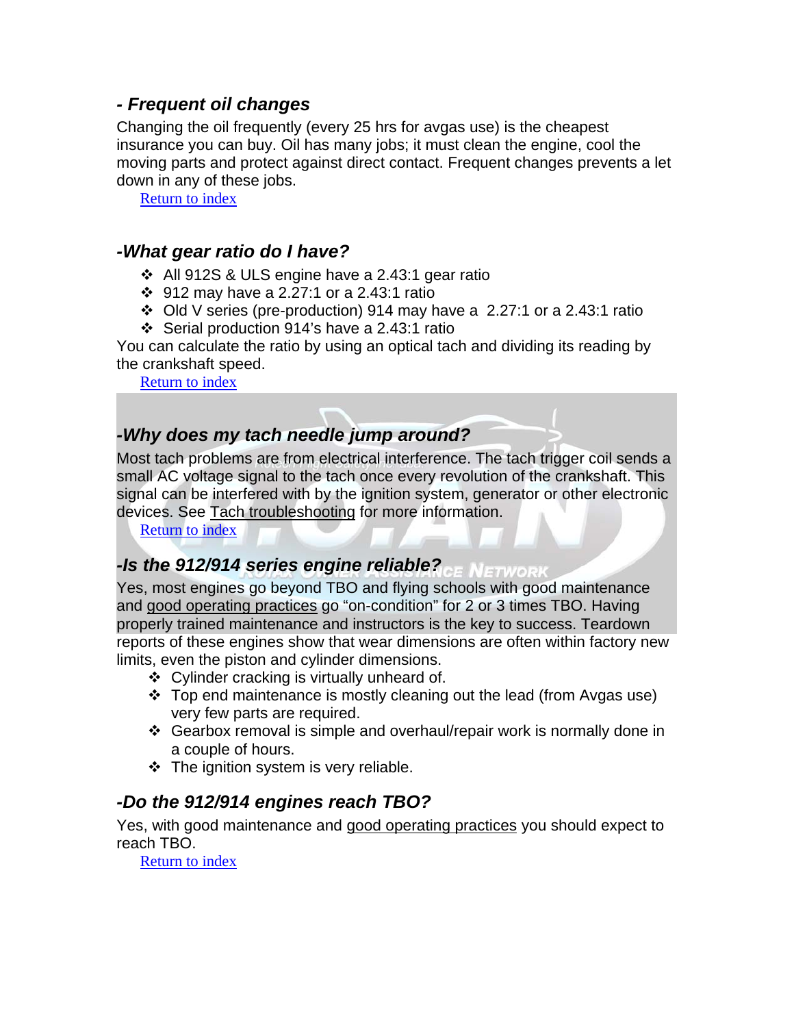### *- Frequent oil changes*

Changing the oil frequently (every 25 hrs for avgas use) is the cheapest insurance you can buy. Oil has many jobs; it must clean the engine, cool the moving parts and protect against direct contact. Frequent changes prevents a let down in any of these jobs.

Return to index

### *-What gear ratio do I have?*

- All 912S & ULS engine have a 2.43:1 gear ratio
- 912 may have a 2.27:1 or a 2.43:1 ratio
- Old V series (pre-production) 914 may have a 2.27:1 or a 2.43:1 ratio
- Serial production 914's have a 2.43:1 ratio

You can calculate the ratio by using an optical tach and dividing its reading by the crankshaft speed.

Return to index

### *-Why does my tach needle jump around?*

Most tach problems are from electrical interference. The tach trigger coil sends a small AC voltage signal to the tach once every revolution of the crankshaft. This signal can be interfered with by the ignition system, generator or other electronic devices. See Tach troubleshooting for more information.

Return to index

### *-Is the 912/914 series engine reliable?*

Yes, most engines go beyond TBO and flying schools with good maintenance and good operating practices go "on-condition" for 2 or 3 times TBO. Having properly trained maintenance and instructors is the key to success. Teardown reports of these engines show that wear dimensions are often within factory new limits, even the piston and cylinder dimensions.

- Cylinder cracking is virtually unheard of.
- Top end maintenance is mostly cleaning out the lead (from Avgas use) very few parts are required.
- Gearbox removal is simple and overhaul/repair work is normally done in a couple of hours.
- The ignition system is very reliable.

### *-Do the 912/914 engines reach TBO?*

Yes, with good maintenance and good operating practices you should expect to reach TBO.

Return to index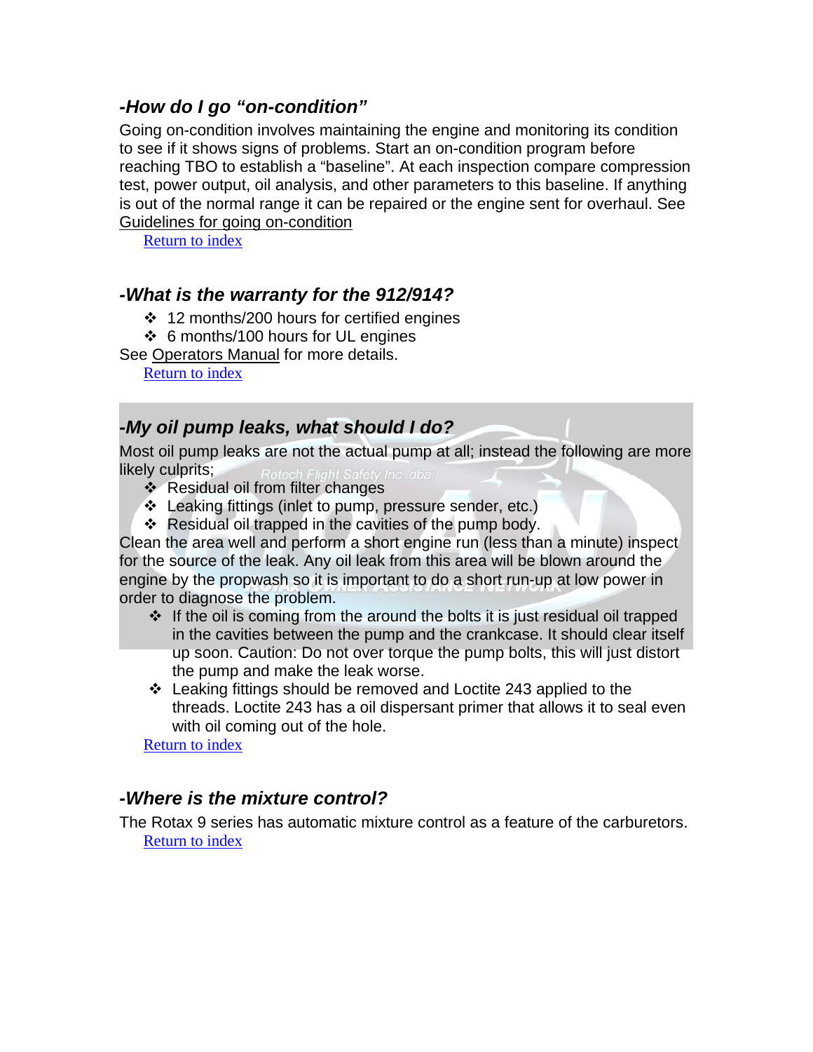### *-How do I go "on-condition"*

Going on-condition involves maintaining the engine and monitoring its condition to see if it shows signs of problems. Start an on-condition program before reaching TBO to establish a "baseline". At each inspection compare compression test, power output, oil analysis, and other parameters to this baseline. If anything is out of the normal range it can be repaired or the engine sent for overhaul. See Guidelines for going on-condition

Return to index

### *-What is the warranty for the 912/914?*

- 12 months/200 hours for certified engines
- 6 months/100 hours for UL engines

See Operators Manual for more details.

Return to index

### *-My oil pump leaks, what should I do?*

Most oil pump leaks are not the actual pump at all; instead the following are more likely culprits;

- Residual oil from filter changes
- Leaking fittings (inlet to pump, pressure sender, etc.)
- Residual oil trapped in the cavities of the pump body.

Clean the area well and perform a short engine run (less than a minute) inspect for the source of the leak. Any oil leak from this area will be blown around the engine by the propwash so it is important to do a short run-up at low power in order to diagnose the problem.

- If the oil is coming from the around the bolts it is just residual oil trapped in the cavities between the pump and the crankcase. It should clear itself up soon. Caution: Do not over torque the pump bolts, this will just distort the pump and make the leak worse.
- Leaking fittings should be removed and Loctite 243 applied to the threads. Loctite 243 has a oil dispersant primer that allows it to seal even with oil coming out of the hole.

Return to index

### *-Where is the mixture control?*

The Rotax 9 series has automatic mixture control as a feature of the carburetors.

Return to index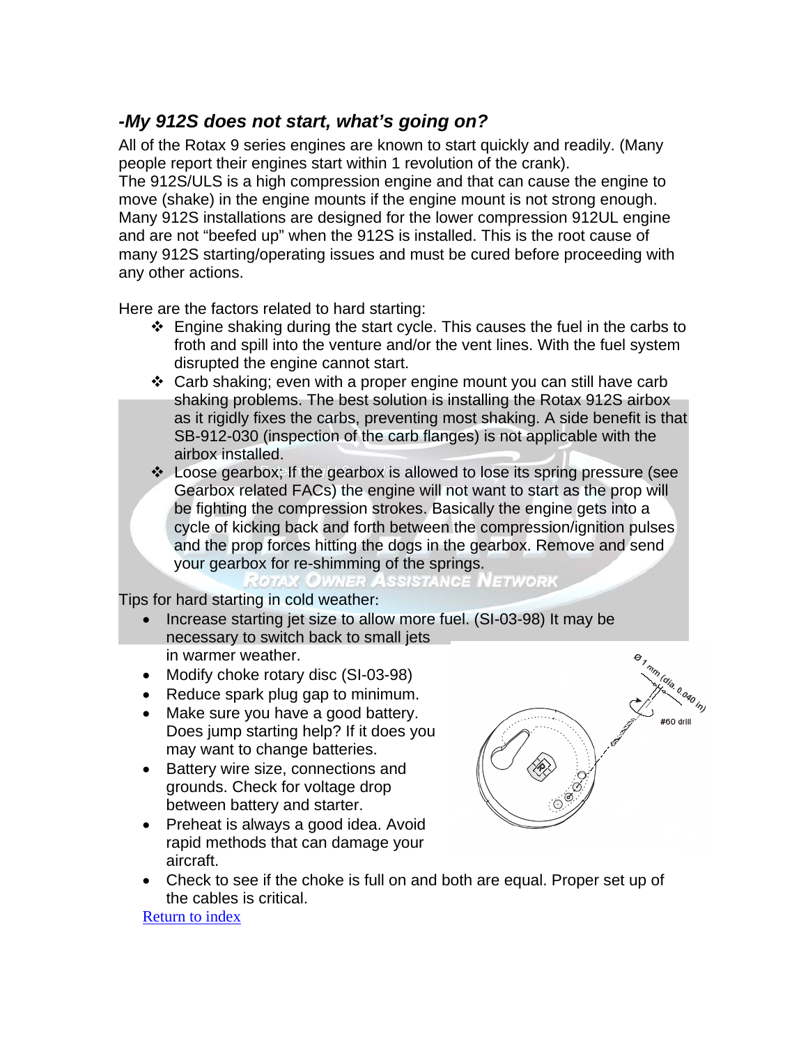### *-My 912S does not start, what's going on?*

All of the Rotax 9 series engines are known to start quickly and readily. (Many people report their engines start within 1 revolution of the crank).
The 912S/ULS is a high compression engine and that can cause the engine to move (shake) in the engine mounts if the engine mount is not strong enough. Many 912S installations are designed for the lower compression 912UL engine and are not "beefed up" when the 912S is installed. This is the root cause of many 912S starting/operating issues and must be cured before proceeding with any other actions.

Here are the factors related to hard starting:

- Engine shaking during the start cycle. This causes the fuel in the carbs to froth and spill into the venture and/or the vent lines. With the fuel system disrupted the engine cannot start.
- Carb shaking; even with a proper engine mount you can still have carb shaking problems. The best solution is installing the Rotax 912S airbox as it rigidly fixes the carbs, preventing most shaking. A side benefit is that SB-912-030 (inspection of the carb flanges) is not applicable with the airbox installed.
- Loose gearbox; If the gearbox is allowed to lose its spring pressure (see Gearbox related FACs) the engine will not want to start as the prop will be fighting the compression strokes. Basically the engine gets into a cycle of kicking back and forth between the compression/ignition pulses and the prop forces hitting the dogs in the gearbox. Remove and send your gearbox for re-shimming of the springs.

Tips for hard starting in cold weather:

- Increase starting jet size to allow more fuel. (SI-03-98) It may be necessary to switch back to small jets in warmer weather.
- Modify choke rotary disc (SI-03-98)
- Reduce spark plug gap to minimum.
- Make sure you have a good battery. Does jump starting help? If it does you may want to change batteries.
- Battery wire size, connections and grounds. Check for voltage drop between battery and starter.
- Preheat is always a good idea. Avoid rapid methods that can damage your aircraft.
- Check to see if the choke is full on and both are equal. Proper set up of the cables is critical.

Return to index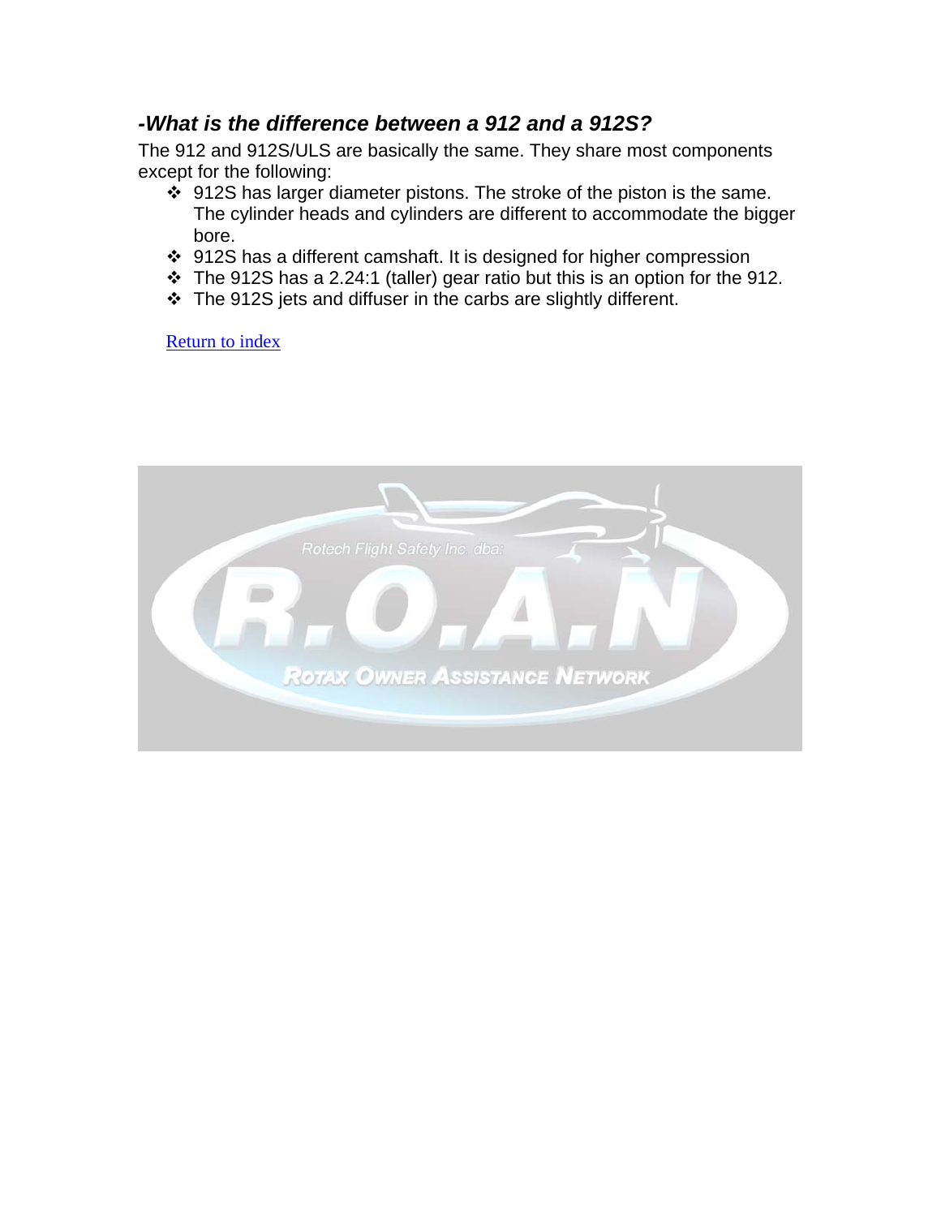### *-What is the difference between a 912 and a 912S?*

The 912 and 912S/ULS are basically the same. They share most components except for the following:

- 912S has larger diameter pistons. The stroke of the piston is the same. The cylinder heads and cylinders are different to accommodate the bigger bore.
- 912S has a different camshaft. It is designed for higher compression
- The 912S has a 2.24:1 (taller) gear ratio but this is an option for the 912.
- The 912S jets and diffuser in the carbs are slightly different.

Return to index